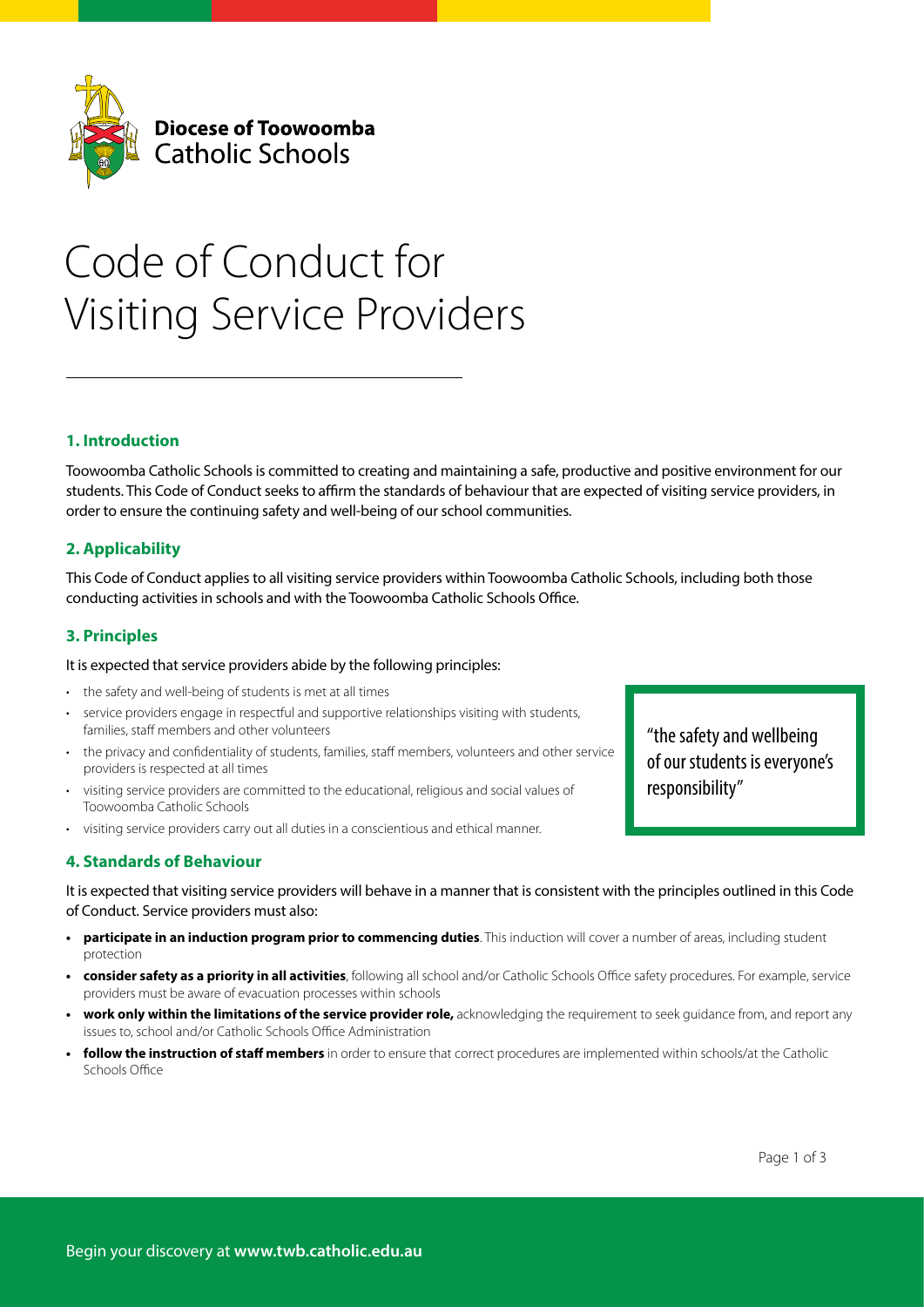**Diocese of Toowoomba**
Catholic Schools

# Code of Conduct for Visiting Service Providers

## 1. Introduction

Toowoomba Catholic Schools is committed to creating and maintaining a safe, productive and positive environment for our students. This Code of Conduct seeks to affirm the standards of behaviour that are expected of visiting service providers, in order to ensure the continuing safety and well-being of our school communities.

## 2. Applicability

This Code of Conduct applies to all visiting service providers within Toowoomba Catholic Schools, including both those conducting activities in schools and with the Toowoomba Catholic Schools Office.

## 3. Principles

It is expected that service providers abide by the following principles:

- the safety and well-being of students is met at all times
- service providers engage in respectful and supportive relationships visiting with students, families, staff members and other volunteers
- the privacy and confidentiality of students, families, staff members, volunteers and other service providers is respected at all times
- visiting service providers are committed to the educational, religious and social values of Toowoomba Catholic Schools
- visiting service providers carry out all duties in a conscientious and ethical manner.

> "the safety and wellbeing of our students is everyone's responsibility"

## 4. Standards of Behaviour

It is expected that visiting service providers will behave in a manner that is consistent with the principles outlined in this Code of Conduct. Service providers must also:

- **participate in an induction program prior to commencing duties**. This induction will cover a number of areas, including student protection
- **consider safety as a priority in all activities**, following all school and/or Catholic Schools Office safety procedures. For example, service providers must be aware of evacuation processes within schools
- **work only within the limitations of the service provider role,** acknowledging the requirement to seek guidance from, and report any issues to, school and/or Catholic Schools Office Administration
- **follow the instruction of staff members** in order to ensure that correct procedures are implemented within schools/at the Catholic Schools Office

Begin your discovery at **www.twb.catholic.edu.au**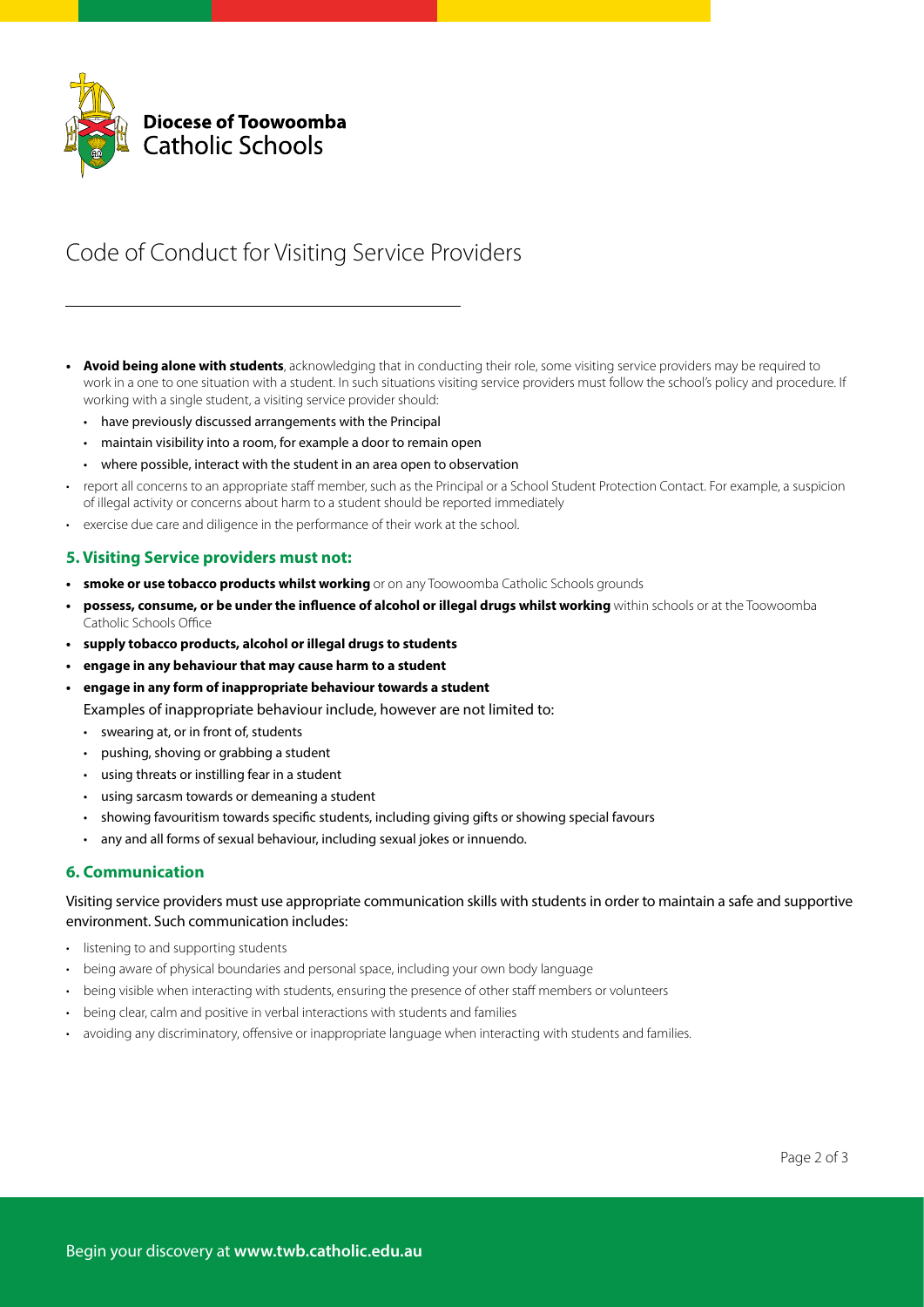# Code of Conduct for Visiting Service Providers

- **Avoid being alone with students**, acknowledging that in conducting their role, some visiting service providers may be required to work in a one to one situation with a student. In such situations visiting service providers must follow the school's policy and procedure. If working with a single student, a visiting service provider should:
  - have previously discussed arrangements with the Principal
  - maintain visibility into a room, for example a door to remain open
  - where possible, interact with the student in an area open to observation
- report all concerns to an appropriate staff member, such as the Principal or a School Student Protection Contact. For example, a suspicion of illegal activity or concerns about harm to a student should be reported immediately
- exercise due care and diligence in the performance of their work at the school.

## 5. Visiting Service providers must not:

- **smoke or use tobacco products whilst working** or on any Toowoomba Catholic Schools grounds
- **possess, consume, or be under the influence of alcohol or illegal drugs whilst working** within schools or at the Toowoomba Catholic Schools Office
- **supply tobacco products, alcohol or illegal drugs to students**
- **engage in any behaviour that may cause harm to a student**
- **engage in any form of inappropriate behaviour towards a student**

  Examples of inappropriate behaviour include, however are not limited to:
  - swearing at, or in front of, students
  - pushing, shoving or grabbing a student
  - using threats or instilling fear in a student
  - using sarcasm towards or demeaning a student
  - showing favouritism towards specific students, including giving gifts or showing special favours
  - any and all forms of sexual behaviour, including sexual jokes or innuendo.

## 6. Communication

Visiting service providers must use appropriate communication skills with students in order to maintain a safe and supportive environment. Such communication includes:

- listening to and supporting students
- being aware of physical boundaries and personal space, including your own body language
- being visible when interacting with students, ensuring the presence of other staff members or volunteers
- being clear, calm and positive in verbal interactions with students and families
- avoiding any discriminatory, offensive or inappropriate language when interacting with students and families.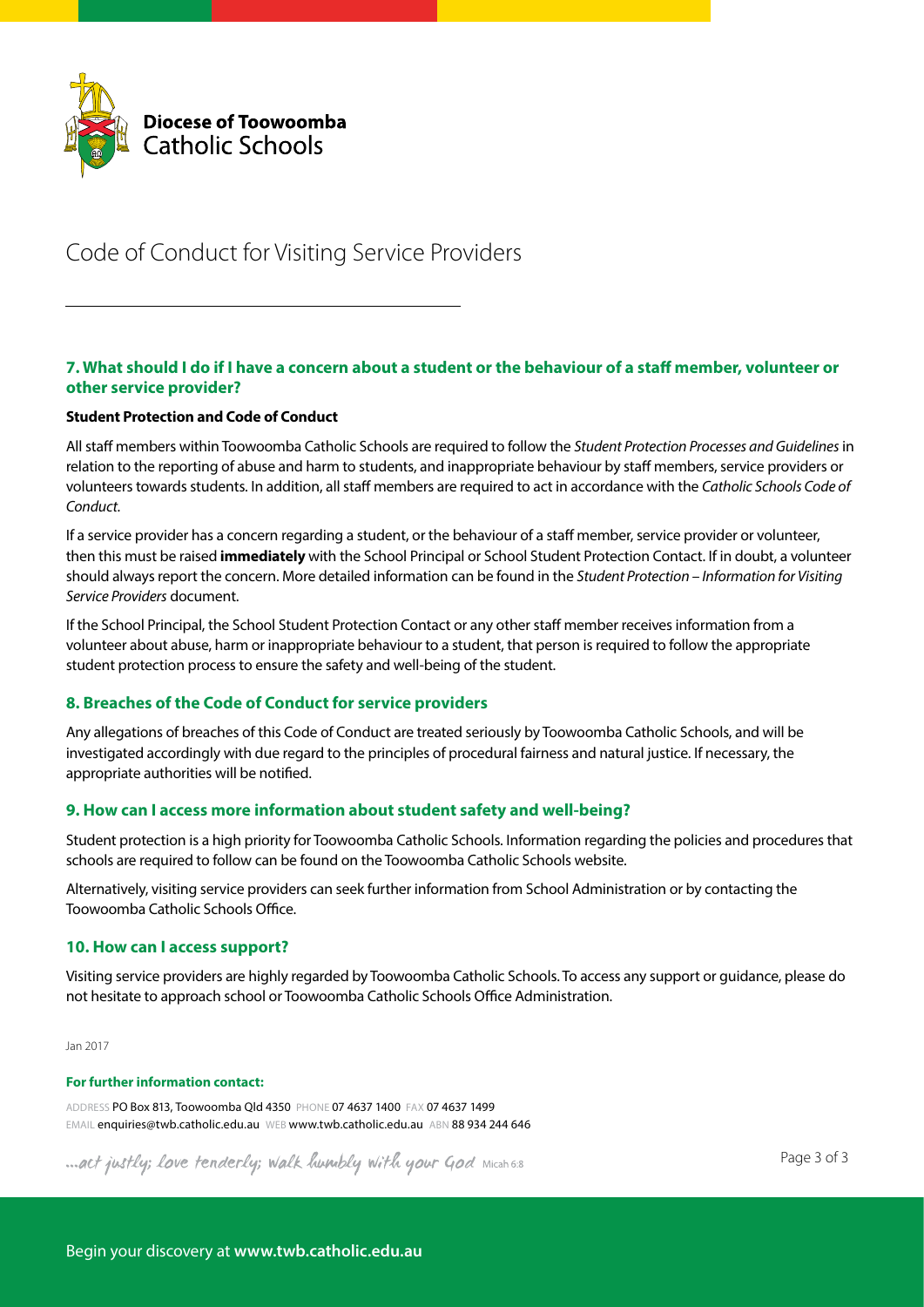**Diocese of Toowoomba**
Catholic Schools

# Code of Conduct for Visiting Service Providers

## 7. What should I do if I have a concern about a student or the behaviour of a staff member, volunteer or other service provider?

**Student Protection and Code of Conduct**

All staff members within Toowoomba Catholic Schools are required to follow the *Student Protection Processes and Guidelines* in relation to the reporting of abuse and harm to students, and inappropriate behaviour by staff members, service providers or volunteers towards students. In addition, all staff members are required to act in accordance with the *Catholic Schools Code of Conduct.*

If a service provider has a concern regarding a student, or the behaviour of a staff member, service provider or volunteer, then this must be raised **immediately** with the School Principal or School Student Protection Contact. If in doubt, a volunteer should always report the concern. More detailed information can be found in the *Student Protection – Information for Visiting Service Providers* document.

If the School Principal, the School Student Protection Contact or any other staff member receives information from a volunteer about abuse, harm or inappropriate behaviour to a student, that person is required to follow the appropriate student protection process to ensure the safety and well-being of the student.

## 8. Breaches of the Code of Conduct for service providers

Any allegations of breaches of this Code of Conduct are treated seriously by Toowoomba Catholic Schools, and will be investigated accordingly with due regard to the principles of procedural fairness and natural justice. If necessary, the appropriate authorities will be notified.

## 9. How can I access more information about student safety and well-being?

Student protection is a high priority for Toowoomba Catholic Schools. Information regarding the policies and procedures that schools are required to follow can be found on the Toowoomba Catholic Schools website.

Alternatively, visiting service providers can seek further information from School Administration or by contacting the Toowoomba Catholic Schools Office.

## 10. How can I access support?

Visiting service providers are highly regarded by Toowoomba Catholic Schools. To access any support or guidance, please do not hesitate to approach school or Toowoomba Catholic Schools Office Administration.

Jan 2017

**For further information contact:**

ADDRESS PO Box 813, Toowoomba Qld 4350 PHONE 07 4637 1400 FAX 07 4637 1499
EMAIL enquiries@twb.catholic.edu.au WEB www.twb.catholic.edu.au ABN 88 934 244 646

...act justly; love tenderly; walk humbly with your God Micah 6:8

Begin your discovery at **www.twb.catholic.edu.au**